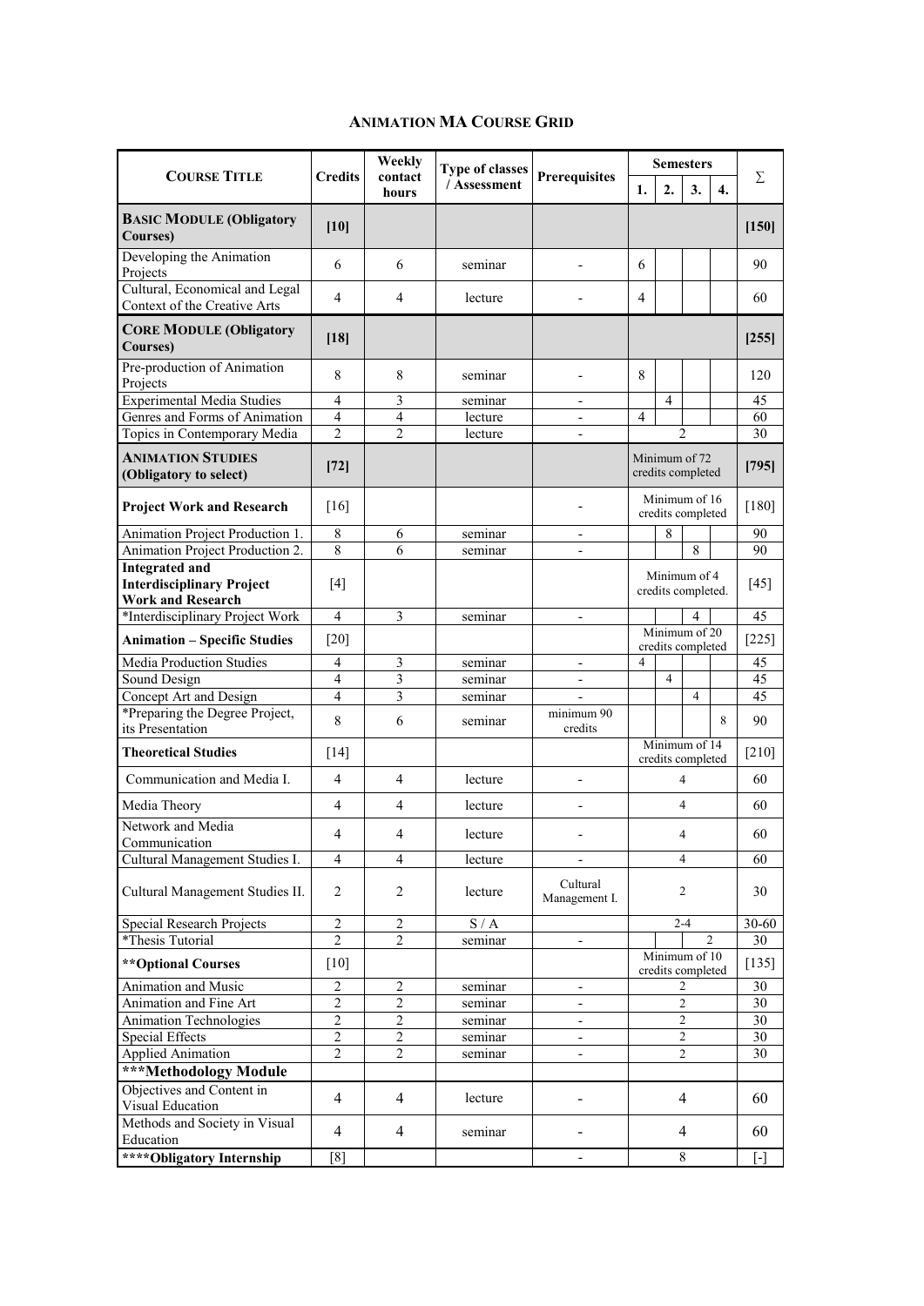## ANIMATION MA COURSE GRID

| COURSE TITLE | Credits | Weekly contact hours | Type of classes / Assessment | Prerequisites | Semesters 1. | 2. | 3. | 4. | Σ |
|---|---|---|---|---|---|---|---|---|---|
| **BASIC MODULE (Obligatory Courses)** | **[10]** | | | | | | | | **[150]** |
| Developing the Animation Projects | 6 | 6 | seminar | - | 6 | | | | 90 |
| Cultural, Economical and Legal Context of the Creative Arts | 4 | 4 | lecture | - | 4 | | | | 60 |
| **CORE MODULE (Obligatory Courses)** | **[18]** | | | | | | | | **[255]** |
| Pre-production of Animation Projects | 8 | 8 | seminar | - | 8 | | | | 120 |
| Experimental Media Studies | 4 | 3 | seminar | - | | 4 | | | 45 |
| Genres and Forms of Animation | 4 | 4 | lecture | - | 4 | | | | 60 |
| Topics in Contemporary Media | 2 | 2 | lecture | - | 2 | | | | 30 |
| **ANIMATION STUDIES (Obligatory to select)** | **[72]** | | | | Minimum of 72 credits completed | | | | **[795]** |
| **Project Work and Research** | [16] | | | - | Minimum of 16 credits completed | | | | [180] |
| Animation Project Production 1. | 8 | 6 | seminar | - | | 8 | | | 90 |
| Animation Project Production 2. | 8 | 6 | seminar | - | | | 8 | | 90 |
| **Integrated and Interdisciplinary Project Work and Research** | [4] | | | | Minimum of 4 credits completed. | | | | [45] |
| *Interdisciplinary Project Work | 4 | 3 | seminar | - | | | 4 | | 45 |
| **Animation – Specific Studies** | [20] | | | | Minimum of 20 credits completed | | | | [225] |
| Media Production Studies | 4 | 3 | seminar | - | 4 | | | | 45 |
| Sound Design | 4 | 3 | seminar | - | | 4 | | | 45 |
| Concept Art and Design | 4 | 3 | seminar | - | | | 4 | | 45 |
| *Preparing the Degree Project, its Presentation | 8 | 6 | seminar | minimum 90 credits | | | | 8 | 90 |
| **Theoretical Studies** | [14] | | | | Minimum of 14 credits completed | | | | [210] |
| Communication and Media I. | 4 | 4 | lecture | - | 4 | | | | 60 |
| Media Theory | 4 | 4 | lecture | - | 4 | | | | 60 |
| Network and Media Communication | 4 | 4 | lecture | - | 4 | | | | 60 |
| Cultural Management Studies I. | 4 | 4 | lecture | - | 4 | | | | 60 |
| Cultural Management Studies II. | 2 | 2 | lecture | Cultural Management I. | 2 | | | | 30 |
| Special Research Projects | 2 | 2 | S / A | | 2-4 | | | | 30-60 |
| *Thesis Tutorial | 2 | 2 | seminar | - | | | | 2 | 30 |
| **\*\*Optional Courses** | [10] | | | | Minimum of 10 credits completed | | | | [135] |
| Animation and Music | 2 | 2 | seminar | - | 2 | | | | 30 |
| Animation and Fine Art | 2 | 2 | seminar | - | 2 | | | | 30 |
| Animation Technologies | 2 | 2 | seminar | - | 2 | | | | 30 |
| Special Effects | 2 | 2 | seminar | - | 2 | | | | 30 |
| Applied Animation | 2 | 2 | seminar | - | 2 | | | | 30 |
| **\*\*\*Methodology Module** | | | | | | | | | |
| Objectives and Content in Visual Education | 4 | 4 | lecture | - | 4 | | | | 60 |
| Methods and Society in Visual Education | 4 | 4 | seminar | - | 4 | | | | 60 |
| **\*\*\*\*Obligatory Internship** | [8] | | | - | 8 | | | | [-] |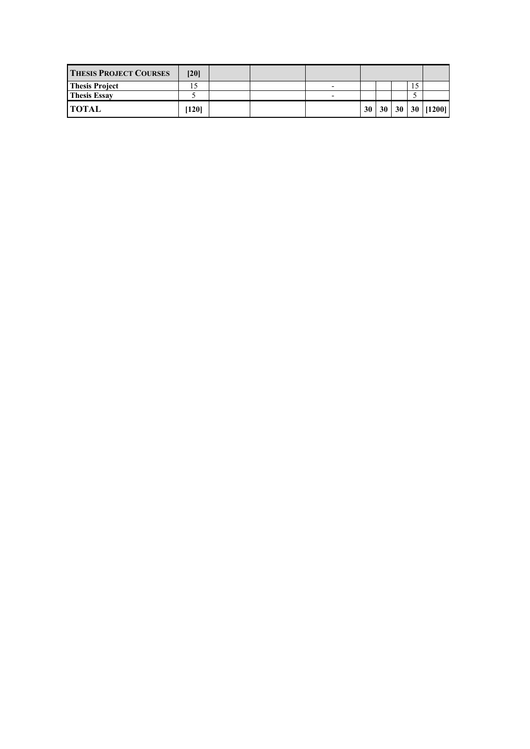| | | | | | | | | | |
|---|---|---|---|---|---|---|---|---|---|
| **THESIS PROJECT COURSES** | **[20]** | | | | | | | | |
| **Thesis Project** | 15 | | | - | | | | 15 | |
| **Thesis Essay** | 5 | | | - | | | | 5 | |
| **TOTAL** | **[120]** | | | | **30** | **30** | **30** | **30** | **[1200]** |